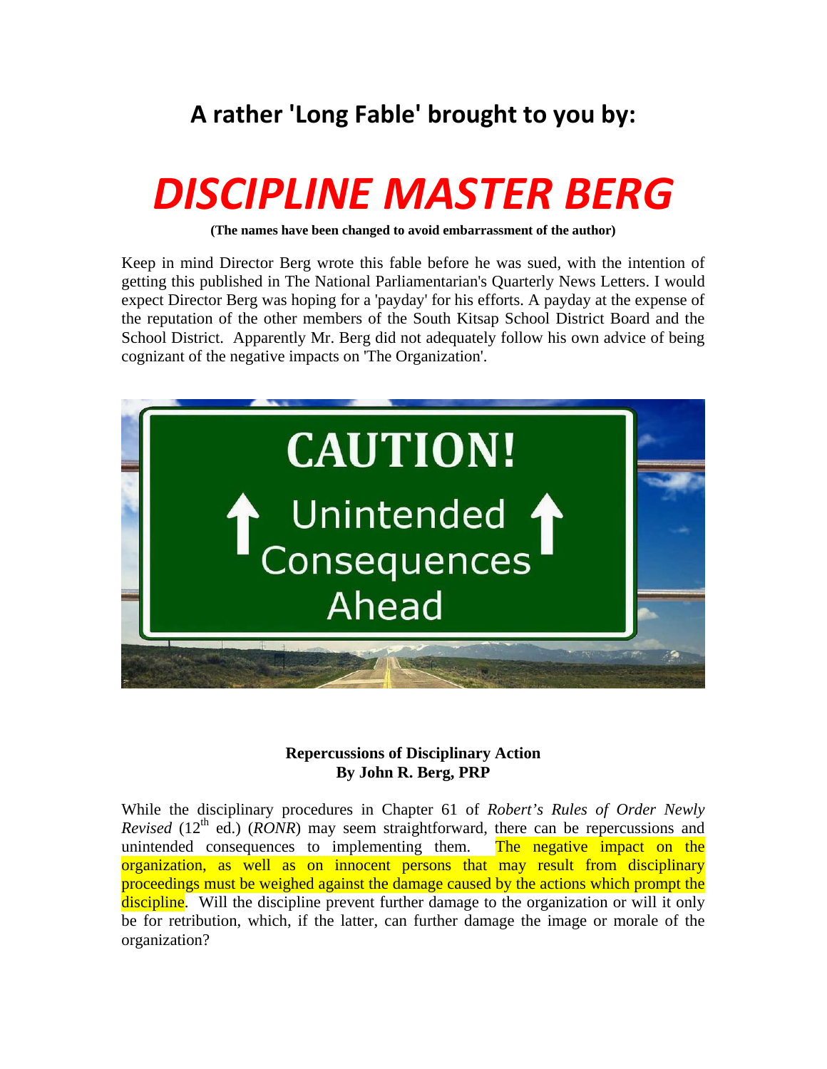## A rather 'Long Fable' brought to you by:

# *DISCIPLINE MASTER BERG*

**(The names have been changed to avoid embarrassment of the author)**

Keep in mind Director Berg wrote this fable before he was sued, with the intention of getting this published in The National Parliamentarian's Quarterly News Letters. I would expect Director Berg was hoping for a 'payday' for his efforts. A payday at the expense of the reputation of the other members of the South Kitsap School District Board and the School District. Apparently Mr. Berg did not adequately follow his own advice of being cognizant of the negative impacts on 'The Organization'.

**Repercussions of Disciplinary Action**
**By John R. Berg, PRP**

While the disciplinary procedures in Chapter 61 of *Robert's Rules of Order Newly Revised* (12th ed.) (*RONR*) may seem straightforward, there can be repercussions and unintended consequences to implementing them. The negative impact on the organization, as well as on innocent persons that may result from disciplinary proceedings must be weighed against the damage caused by the actions which prompt the discipline. Will the discipline prevent further damage to the organization or will it only be for retribution, which, if the latter, can further damage the image or morale of the organization?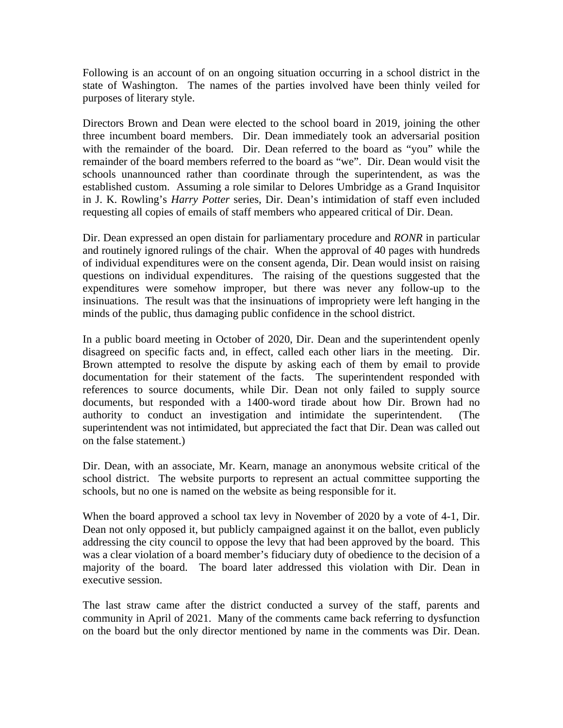Following is an account of on an ongoing situation occurring in a school district in the state of Washington. The names of the parties involved have been thinly veiled for purposes of literary style.

Directors Brown and Dean were elected to the school board in 2019, joining the other three incumbent board members. Dir. Dean immediately took an adversarial position with the remainder of the board. Dir. Dean referred to the board as "you" while the remainder of the board members referred to the board as "we". Dir. Dean would visit the schools unannounced rather than coordinate through the superintendent, as was the established custom. Assuming a role similar to Delores Umbridge as a Grand Inquisitor in J. K. Rowling's *Harry Potter* series, Dir. Dean's intimidation of staff even included requesting all copies of emails of staff members who appeared critical of Dir. Dean.

Dir. Dean expressed an open distain for parliamentary procedure and *RONR* in particular and routinely ignored rulings of the chair. When the approval of 40 pages with hundreds of individual expenditures were on the consent agenda, Dir. Dean would insist on raising questions on individual expenditures. The raising of the questions suggested that the expenditures were somehow improper, but there was never any follow-up to the insinuations. The result was that the insinuations of impropriety were left hanging in the minds of the public, thus damaging public confidence in the school district.

In a public board meeting in October of 2020, Dir. Dean and the superintendent openly disagreed on specific facts and, in effect, called each other liars in the meeting. Dir. Brown attempted to resolve the dispute by asking each of them by email to provide documentation for their statement of the facts. The superintendent responded with references to source documents, while Dir. Dean not only failed to supply source documents, but responded with a 1400-word tirade about how Dir. Brown had no authority to conduct an investigation and intimidate the superintendent. (The superintendent was not intimidated, but appreciated the fact that Dir. Dean was called out on the false statement.)

Dir. Dean, with an associate, Mr. Kearn, manage an anonymous website critical of the school district. The website purports to represent an actual committee supporting the schools, but no one is named on the website as being responsible for it.

When the board approved a school tax levy in November of 2020 by a vote of 4-1, Dir. Dean not only opposed it, but publicly campaigned against it on the ballot, even publicly addressing the city council to oppose the levy that had been approved by the board. This was a clear violation of a board member's fiduciary duty of obedience to the decision of a majority of the board. The board later addressed this violation with Dir. Dean in executive session.

The last straw came after the district conducted a survey of the staff, parents and community in April of 2021. Many of the comments came back referring to dysfunction on the board but the only director mentioned by name in the comments was Dir. Dean.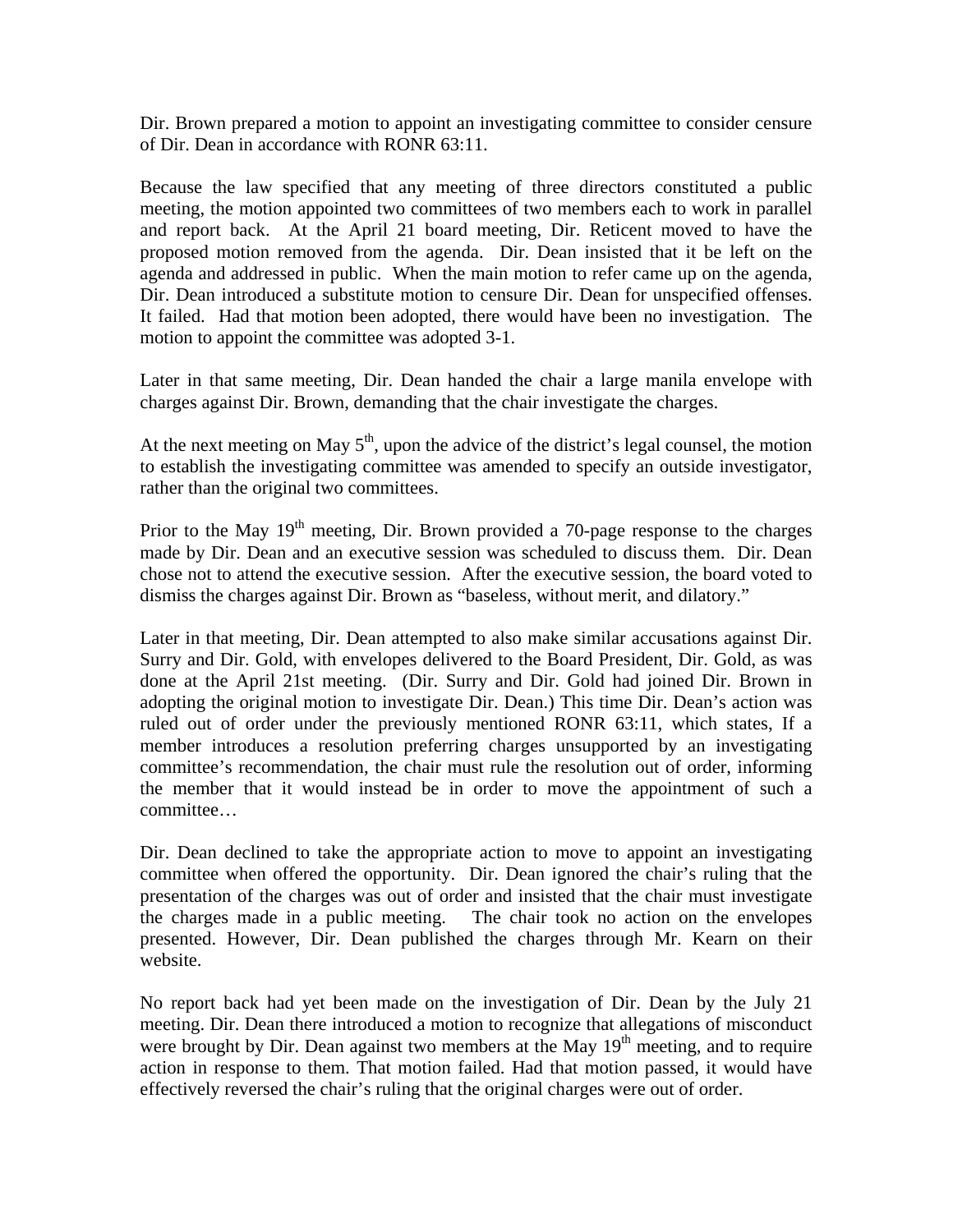Dir. Brown prepared a motion to appoint an investigating committee to consider censure of Dir. Dean in accordance with RONR 63:11.

Because the law specified that any meeting of three directors constituted a public meeting, the motion appointed two committees of two members each to work in parallel and report back. At the April 21 board meeting, Dir. Reticent moved to have the proposed motion removed from the agenda. Dir. Dean insisted that it be left on the agenda and addressed in public. When the main motion to refer came up on the agenda, Dir. Dean introduced a substitute motion to censure Dir. Dean for unspecified offenses. It failed. Had that motion been adopted, there would have been no investigation. The motion to appoint the committee was adopted 3-1.

Later in that same meeting, Dir. Dean handed the chair a large manila envelope with charges against Dir. Brown, demanding that the chair investigate the charges.

At the next meeting on May 5th, upon the advice of the district's legal counsel, the motion to establish the investigating committee was amended to specify an outside investigator, rather than the original two committees.

Prior to the May 19th meeting, Dir. Brown provided a 70-page response to the charges made by Dir. Dean and an executive session was scheduled to discuss them. Dir. Dean chose not to attend the executive session. After the executive session, the board voted to dismiss the charges against Dir. Brown as "baseless, without merit, and dilatory."

Later in that meeting, Dir. Dean attempted to also make similar accusations against Dir. Surry and Dir. Gold, with envelopes delivered to the Board President, Dir. Gold, as was done at the April 21st meeting. (Dir. Surry and Dir. Gold had joined Dir. Brown in adopting the original motion to investigate Dir. Dean.) This time Dir. Dean's action was ruled out of order under the previously mentioned RONR 63:11, which states, If a member introduces a resolution preferring charges unsupported by an investigating committee's recommendation, the chair must rule the resolution out of order, informing the member that it would instead be in order to move the appointment of such a committee…

Dir. Dean declined to take the appropriate action to move to appoint an investigating committee when offered the opportunity. Dir. Dean ignored the chair's ruling that the presentation of the charges was out of order and insisted that the chair must investigate the charges made in a public meeting. The chair took no action on the envelopes presented. However, Dir. Dean published the charges through Mr. Kearn on their website.

No report back had yet been made on the investigation of Dir. Dean by the July 21 meeting. Dir. Dean there introduced a motion to recognize that allegations of misconduct were brought by Dir. Dean against two members at the May 19th meeting, and to require action in response to them. That motion failed. Had that motion passed, it would have effectively reversed the chair's ruling that the original charges were out of order.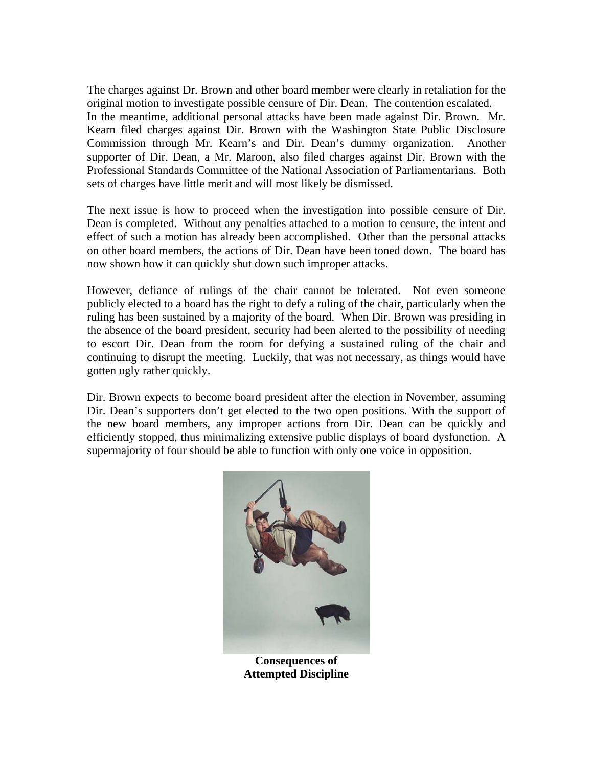The charges against Dr. Brown and other board member were clearly in retaliation for the original motion to investigate possible censure of Dir. Dean. The contention escalated. In the meantime, additional personal attacks have been made against Dir. Brown. Mr. Kearn filed charges against Dir. Brown with the Washington State Public Disclosure Commission through Mr. Kearn's and Dir. Dean's dummy organization. Another supporter of Dir. Dean, a Mr. Maroon, also filed charges against Dir. Brown with the Professional Standards Committee of the National Association of Parliamentarians. Both sets of charges have little merit and will most likely be dismissed.

The next issue is how to proceed when the investigation into possible censure of Dir. Dean is completed. Without any penalties attached to a motion to censure, the intent and effect of such a motion has already been accomplished. Other than the personal attacks on other board members, the actions of Dir. Dean have been toned down. The board has now shown how it can quickly shut down such improper attacks.

However, defiance of rulings of the chair cannot be tolerated. Not even someone publicly elected to a board has the right to defy a ruling of the chair, particularly when the ruling has been sustained by a majority of the board. When Dir. Brown was presiding in the absence of the board president, security had been alerted to the possibility of needing to escort Dir. Dean from the room for defying a sustained ruling of the chair and continuing to disrupt the meeting. Luckily, that was not necessary, as things would have gotten ugly rather quickly.

Dir. Brown expects to become board president after the election in November, assuming Dir. Dean's supporters don't get elected to the two open positions. With the support of the new board members, any improper actions from Dir. Dean can be quickly and efficiently stopped, thus minimalizing extensive public displays of board dysfunction. A supermajority of four should be able to function with only one voice in opposition.

**Consequences of Attempted Discipline**